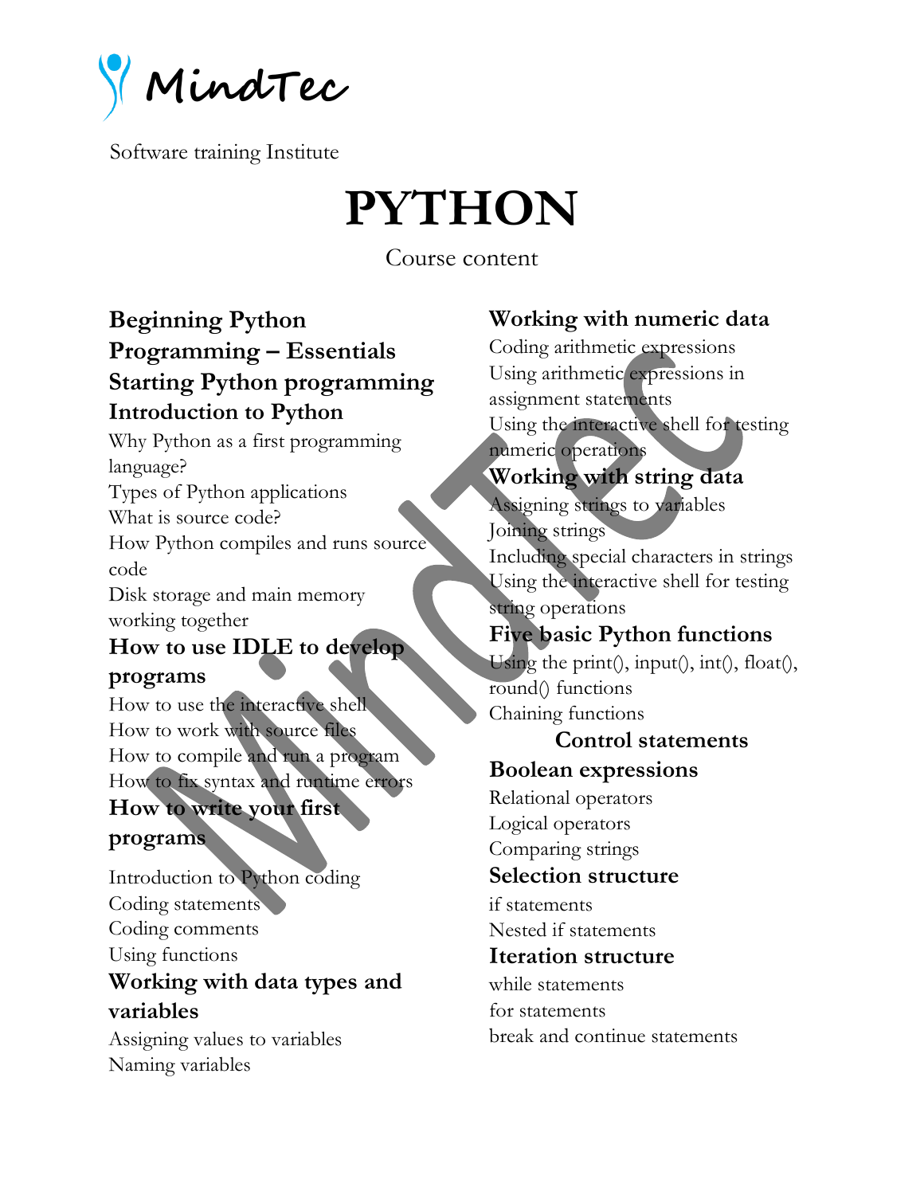MindTec

Software training Institute

# PYTHON

Course content

## Beginning Python Programming – Essentials

## Starting Python programming

### Introduction to Python

Why Python as a first programming language?
Types of Python applications
What is source code?
How Python compiles and runs source code
Disk storage and main memory working together

### How to use IDLE to develop programs

How to use the interactive shell
How to work with source files
How to compile and run a program
How to fix syntax and runtime errors

### How to write your first programs

Introduction to Python coding
Coding statements
Coding comments
Using functions

### Working with data types and variables

Assigning values to variables
Naming variables

### Working with numeric data

Coding arithmetic expressions
Using arithmetic expressions in assignment statements
Using the interactive shell for testing numeric operations

### Working with string data

Assigning strings to variables
Joining strings
Including special characters in strings
Using the interactive shell for testing string operations

### Five basic Python functions

Using the print(), input(), int(), float(), round() functions
Chaining functions

## Control statements

### Boolean expressions

Relational operators
Logical operators
Comparing strings

### Selection structure

if statements
Nested if statements

### Iteration structure

while statements
for statements
break and continue statements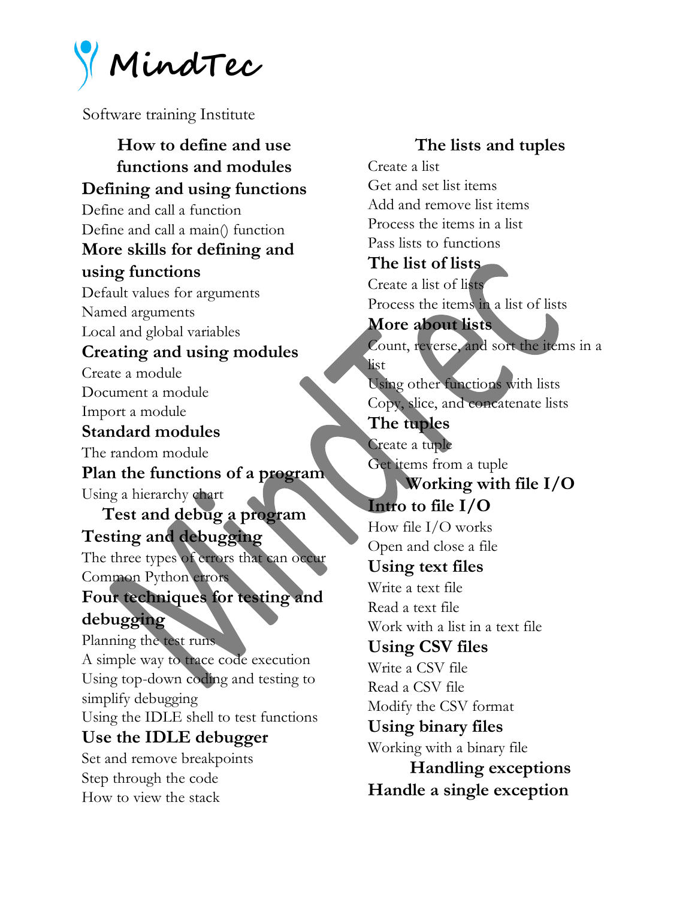# MindTec

Software training Institute

## How to define and use functions and modules

### Defining and using functions

Define and call a function

Define and call a main() function

### More skills for defining and using functions

Default values for arguments

Named arguments

Local and global variables

### Creating and using modules

Create a module

Document a module

Import a module

### Standard modules

The random module

### Plan the functions of a program

Using a hierarchy chart

## Test and debug a program

### Testing and debugging

The three types of errors that can occur

Common Python errors

### Four techniques for testing and debugging

Planning the test runs

A simple way to trace code execution

Using top-down coding and testing to simplify debugging

Using the IDLE shell to test functions

### Use the IDLE debugger

Set and remove breakpoints

Step through the code

How to view the stack

## The lists and tuples

Create a list

Get and set list items

Add and remove list items

Process the items in a list

Pass lists to functions

### The list of lists

Create a list of lists

Process the items in a list of lists

### More about lists

Count, reverse, and sort the items in a list

Using other functions with lists

Copy, slice, and concatenate lists

### The tuples

Create a tuple

Get items from a tuple

## Working with file I/O

### Intro to file I/O

How file I/O works

Open and close a file

### Using text files

Write a text file

Read a text file

Work with a list in a text file

### Using CSV files

Write a CSV file

Read a CSV file

Modify the CSV format

### Using binary files

Working with a binary file

## Handling exceptions

### Handle a single exception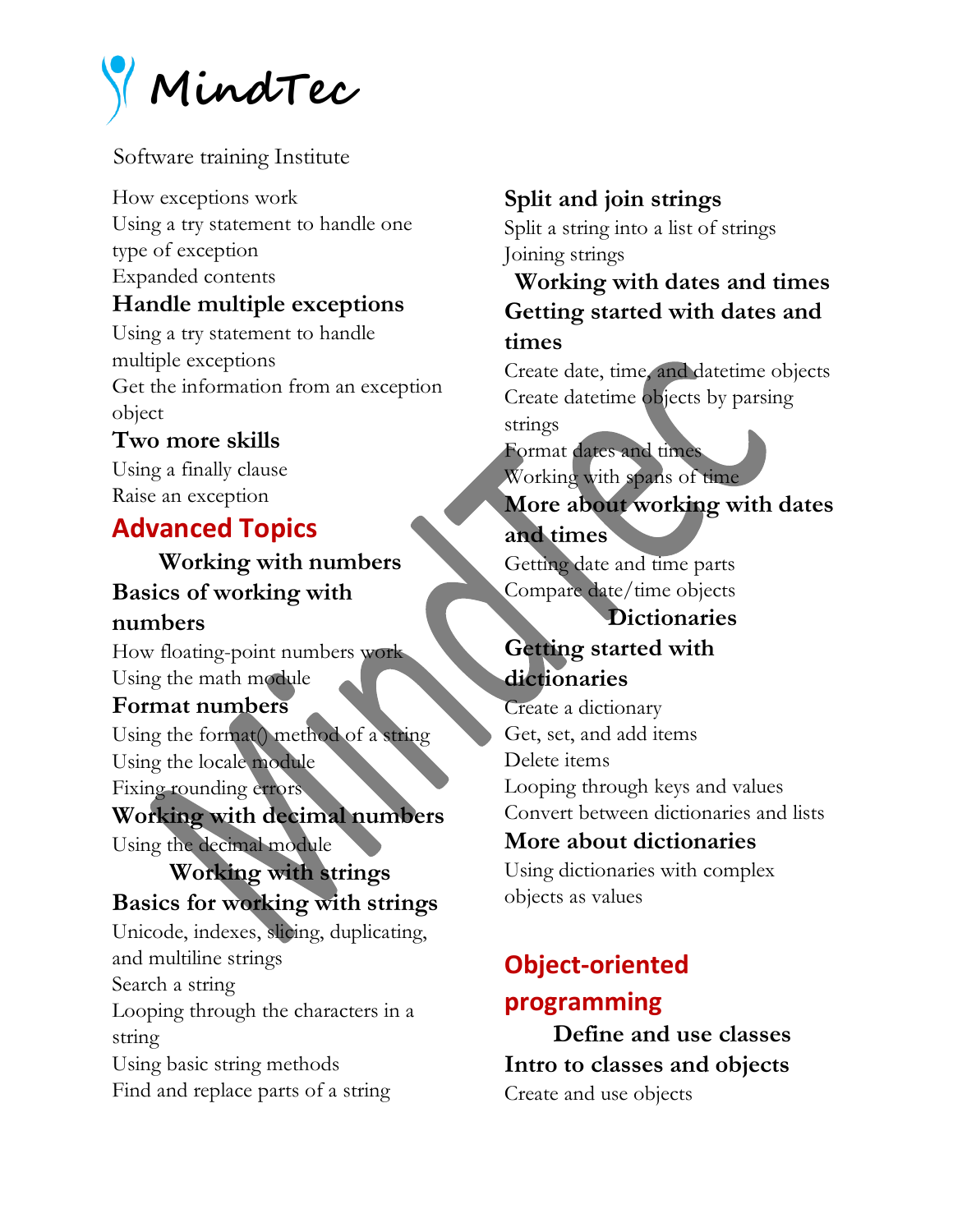Software training Institute

How exceptions work

Using a try statement to handle one type of exception

Expanded contents

### Handle multiple exceptions

Using a try statement to handle multiple exceptions

Get the information from an exception object

### Two more skills

Using a finally clause

Raise an exception

## Advanced Topics

### Working with numbers

### Basics of working with numbers

How floating-point numbers work

Using the math module

### Format numbers

Using the format() method of a string

Using the locale module

Fixing rounding errors

### Working with decimal numbers

Using the decimal module

### Working with strings

### Basics for working with strings

Unicode, indexes, slicing, duplicating, and multiline strings

Search a string

Looping through the characters in a string

Using basic string methods

Find and replace parts of a string

### Split and join strings

Split a string into a list of strings

Joining strings

### Working with dates and times

### Getting started with dates and times

Create date, time, and datetime objects

Create datetime objects by parsing strings

Format dates and times

Working with spans of time

### More about working with dates and times

Getting date and time parts

Compare date/time objects

### Dictionaries

### Getting started with dictionaries

Create a dictionary

Get, set, and add items

Delete items

Looping through keys and values

Convert between dictionaries and lists

### More about dictionaries

Using dictionaries with complex objects as values

## Object-oriented programming

### Define and use classes

### Intro to classes and objects

Create and use objects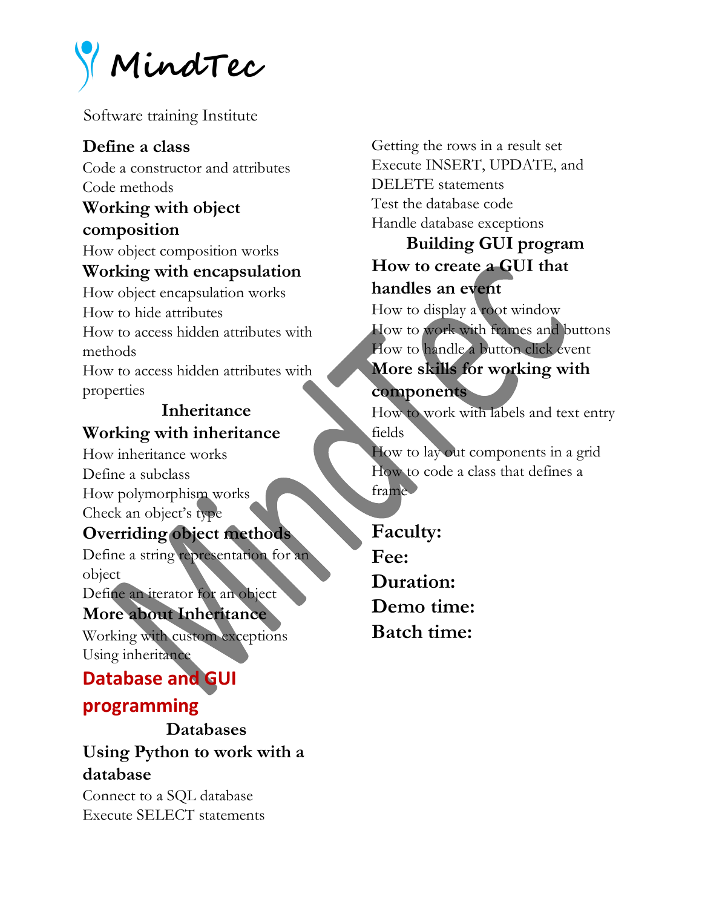**MindTec**

Software training Institute

### Define a class

Code a constructor and attributes
Code methods

### Working with object composition

How object composition works

### Working with encapsulation

How object encapsulation works
How to hide attributes
How to access hidden attributes with methods
How to access hidden attributes with properties

## Inheritance

### Working with inheritance

How inheritance works
Define a subclass
How polymorphism works
Check an object's type

### Overriding object methods

Define a string representation for an object
Define an iterator for an object

### More about Inheritance

Working with custom exceptions
Using inheritance

# Database and GUI programming

## Databases

### Using Python to work with a database

Connect to a SQL database
Execute SELECT statements
Getting the rows in a result set
Execute INSERT, UPDATE, and DELETE statements
Test the database code
Handle database exceptions

## Building GUI program

### How to create a GUI that handles an event

How to display a root window
How to work with frames and buttons
How to handle a button click event

### More skills for working with components

How to work with labels and text entry fields
How to lay out components in a grid
How to code a class that defines a frame

**Faculty:**

**Fee:**

**Duration:**

**Demo time:**

**Batch time:**